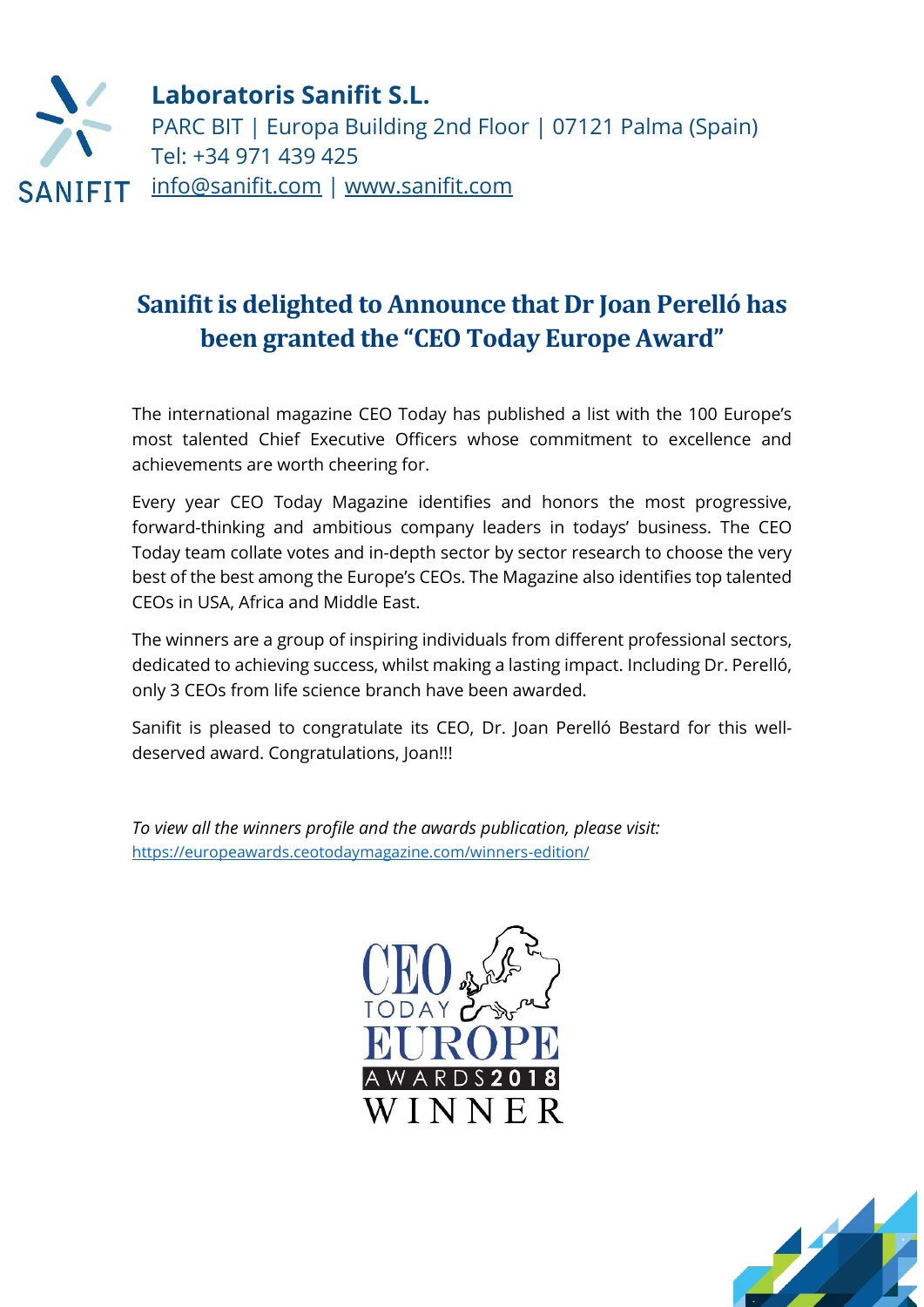**Laboratoris Sanifit S.L.**
PARC BIT | Europa Building 2nd Floor | 07121 Palma (Spain)
Tel: +34 971 439 425
info@sanifit.com | www.sanifit.com

## Sanifit is delighted to Announce that Dr Joan Perelló has been granted the "CEO Today Europe Award"

The international magazine CEO Today has published a list with the 100 Europe's most talented Chief Executive Officers whose commitment to excellence and achievements are worth cheering for.

Every year CEO Today Magazine identifies and honors the most progressive, forward-thinking and ambitious company leaders in todays' business. The CEO Today team collate votes and in-depth sector by sector research to choose the very best of the best among the Europe's CEOs. The Magazine also identifies top talented CEOs in USA, Africa and Middle East.

The winners are a group of inspiring individuals from different professional sectors, dedicated to achieving success, whilst making a lasting impact. Including Dr. Perelló, only 3 CEOs from life science branch have been awarded.

Sanifit is pleased to congratulate its CEO, Dr. Joan Perelló Bestard for this well-deserved award. Congratulations, Joan!!!

*To view all the winners profile and the awards publication, please visit:*
https://europeawards.ceotodaymagazine.com/winners-edition/

CEO TODAY EUROPE AWARDS 2018 WINNER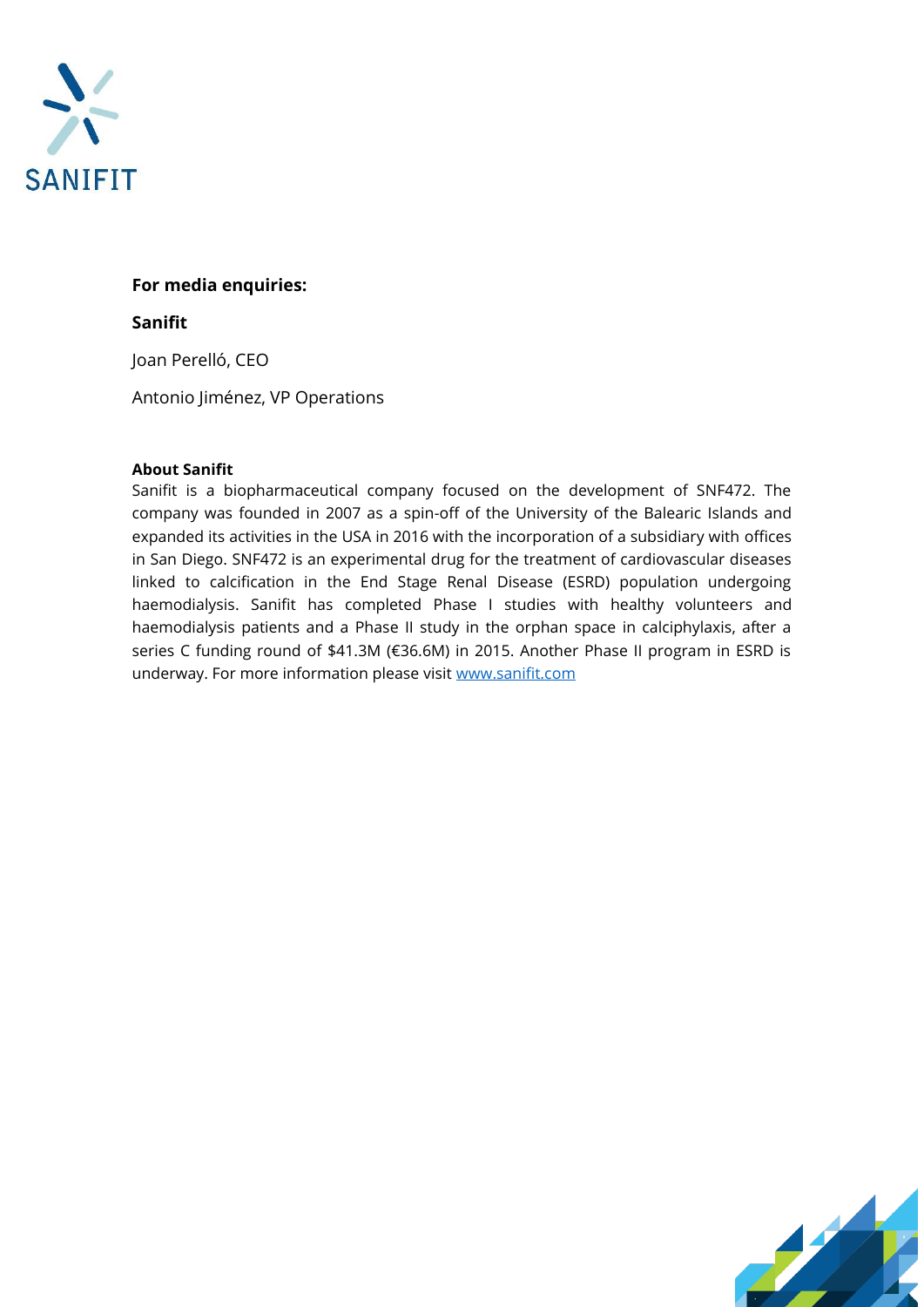SANIFIT

**For media enquiries:**

**Sanifit**

Joan Perelló, CEO

Antonio Jiménez, VP Operations

**About Sanifit**

Sanifit is a biopharmaceutical company focused on the development of SNF472. The company was founded in 2007 as a spin-off of the University of the Balearic Islands and expanded its activities in the USA in 2016 with the incorporation of a subsidiary with offices in San Diego. SNF472 is an experimental drug for the treatment of cardiovascular diseases linked to calcification in the End Stage Renal Disease (ESRD) population undergoing haemodialysis. Sanifit has completed Phase I studies with healthy volunteers and haemodialysis patients and a Phase II study in the orphan space in calciphylaxis, after a series C funding round of $41.3M (€36.6M) in 2015. Another Phase II program in ESRD is underway. For more information please visit [www.sanifit.com](http://www.sanifit.com)